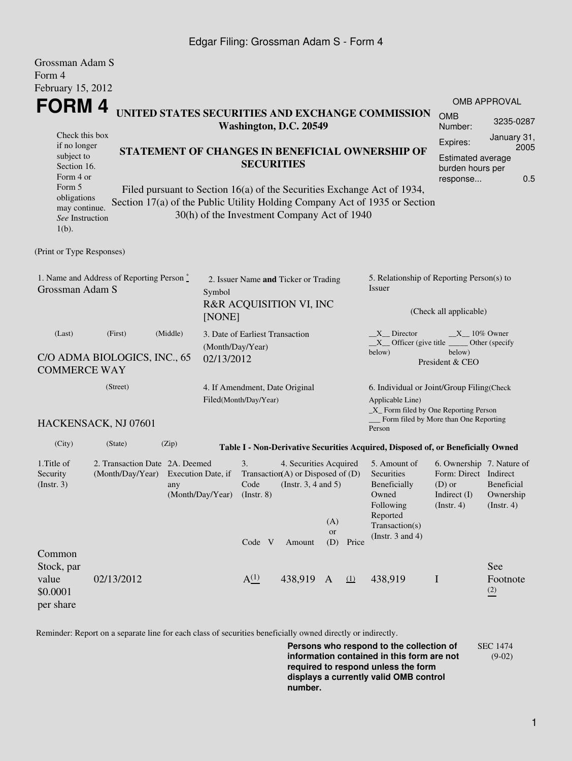Grossman Adam S
Form 4
February 15, 2012

# FORM 4

**UNITED STATES SECURITIES AND EXCHANGE COMMISSION**
**Washington, D.C. 20549**

Check this box if no longer subject to Section 16. Form 4 or Form 5 obligations may continue. *See* Instruction 1(b).

## STATEMENT OF CHANGES IN BENEFICIAL OWNERSHIP OF SECURITIES

Filed pursuant to Section 16(a) of the Securities Exchange Act of 1934, Section 17(a) of the Public Utility Holding Company Act of 1935 or Section 30(h) of the Investment Company Act of 1940

OMB APPROVAL

| | |
|---|---|
| OMB Number: | 3235-0287 |
| Expires: | January 31, 2005 |
| Estimated average burden hours per response... | 0.5 |

(Print or Type Responses)

1. Name and Address of Reporting Person *
Grossman Adam S

(Last) (First) (Middle)

C/O ADMA BIOLOGICS, INC., 65 COMMERCE WAY

(Street)

HACKENSACK, NJ 07601

(City) (State) (Zip)

2. Issuer Name **and** Ticker or Trading Symbol
R&R ACQUISITION VI, INC [NONE]

3. Date of Earliest Transaction (Month/Day/Year)
02/13/2012

4. If Amendment, Date Original Filed(Month/Day/Year)

5. Relationship of Reporting Person(s) to Issuer

(Check all applicable)

\_\_X\_\_ Director \_\_X\_\_ 10% Owner
\_\_X\_\_ Officer (give title below) \_\_\_\_\_ Other (specify below)
President & CEO

6. Individual or Joint/Group Filing(Check Applicable Line)
\_X\_ Form filed by One Reporting Person
\_\_\_ Form filed by More than One Reporting Person

**Table I - Non-Derivative Securities Acquired, Disposed of, or Beneficially Owned**

| 1.Title of Security (Instr. 3) | 2. Transaction Date (Month/Day/Year) | 2A. Deemed Execution Date, if any (Month/Day/Year) | 3. Transaction Code (Instr. 8) | | 4. Securities Acquired (A) or Disposed of (D) (Instr. 3, 4 and 5) | | | 5. Amount of Securities Beneficially Owned Following Reported Transaction(s) (Instr. 3 and 4) | 6. Ownership Form: Direct (D) or Indirect (I) (Instr. 4) | 7. Nature of Indirect Beneficial Ownership (Instr. 4) |
|---|---|---|---|---|---|---|---|---|---|---|
| | | | Code | V | Amount | (A) or (D) | Price | | | |
| Common Stock, par value $0.0001 per share | 02/13/2012 | | A [(1)] | | 438,919 | A | [(1)] | 438,919 | I | See Footnote [(2)] |

Reminder: Report on a separate line for each class of securities beneficially owned directly or indirectly.

**Persons who respond to the collection of information contained in this form are not required to respond unless the form displays a currently valid OMB control number.**

SEC 1474 (9-02)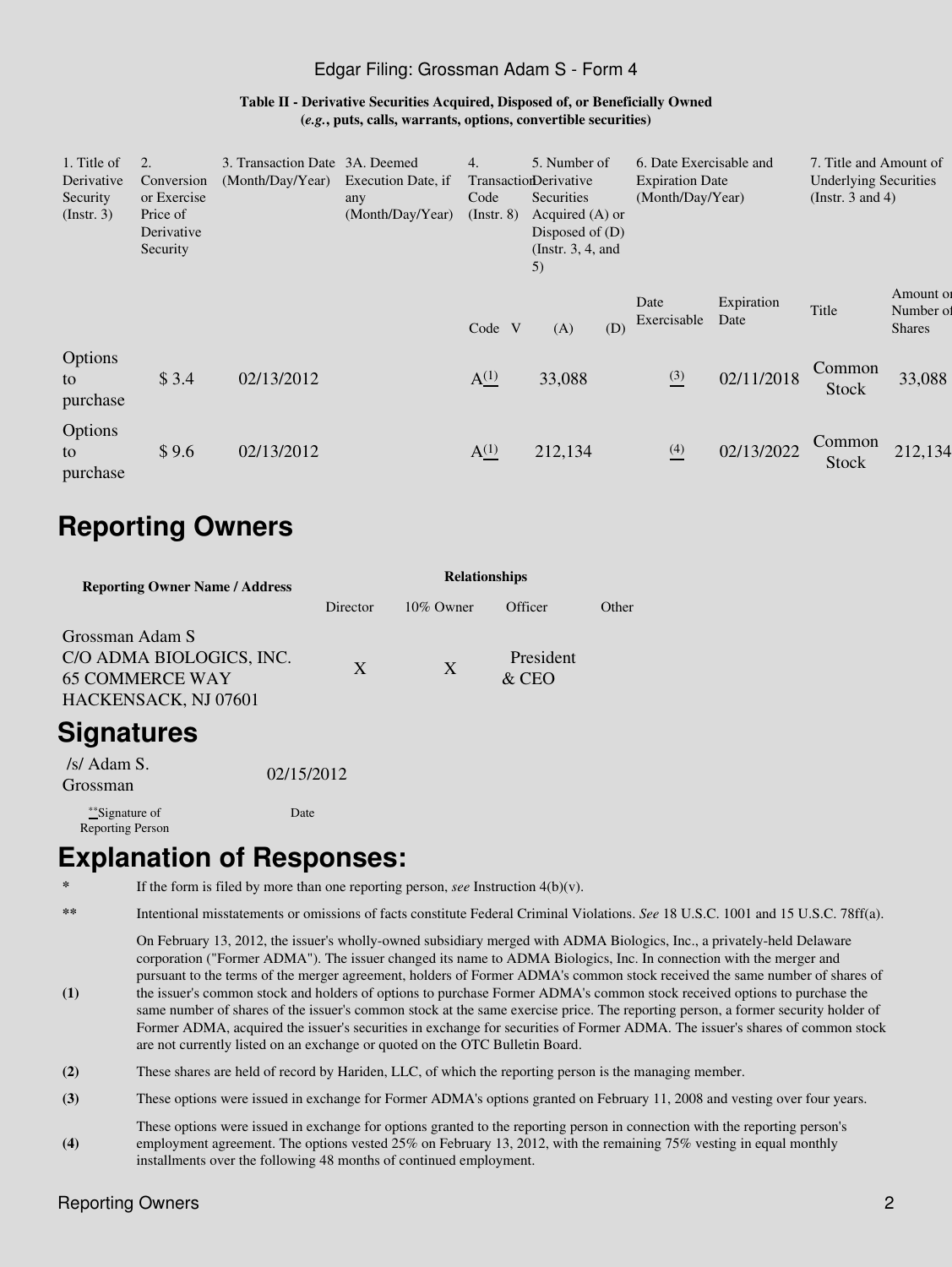**Table II - Derivative Securities Acquired, Disposed of, or Beneficially Owned**
**(*e.g.*, puts, calls, warrants, options, convertible securities)**

| 1. Title of Derivative Security (Instr. 3) | 2. Conversion or Exercise Price of Derivative Security | 3. Transaction Date (Month/Day/Year) | 3A. Deemed Execution Date, if any (Month/Day/Year) | 4. Transaction Code (Instr. 8) | | 5. Number of Derivative Securities Acquired (A) or Disposed of (D) (Instr. 3, 4, and 5) | | 6. Date Exercisable and Expiration Date (Month/Day/Year) | | 7. Title and Amount of Underlying Securities (Instr. 3 and 4) | |
|---|---|---|---|---|---|---|---|---|---|---|---|
| | | | | Code | V | (A) | (D) | Date Exercisable | Expiration Date | Title | Amount or Number of Shares |
| Options to purchase | $ 3.4 | 02/13/2012 | | A (1) | | 33,088 | | (3) | 02/11/2018 | Common Stock | 33,088 |
| Options to purchase | $ 9.6 | 02/13/2012 | | A (1) | | 212,134 | | (4) | 02/13/2022 | Common Stock | 212,134 |

## Reporting Owners

| Reporting Owner Name / Address | Relationships | | | |
|---|---|---|---|---|
| | Director | 10% Owner | Officer | Other |
| Grossman Adam S<br>C/O ADMA BIOLOGICS, INC.<br>65 COMMERCE WAY<br>HACKENSACK, NJ 07601 | X | X | President & CEO | |

## Signatures

| /s/ Adam S. Grossman | 02/15/2012 |
|---|---|
| **Signature of Reporting Person | Date |

## Explanation of Responses:

| | |
|---|---|
| * | If the form is filed by more than one reporting person, *see* Instruction 4(b)(v). |
| ** | Intentional misstatements or omissions of facts constitute Federal Criminal Violations. *See* 18 U.S.C. 1001 and 15 U.S.C. 78ff(a). |
| (1) | On February 13, 2012, the issuer's wholly-owned subsidiary merged with ADMA Biologics, Inc., a privately-held Delaware corporation ("Former ADMA"). The issuer changed its name to ADMA Biologics, Inc. In connection with the merger and pursuant to the terms of the merger agreement, holders of Former ADMA's common stock received the same number of shares of the issuer's common stock and holders of options to purchase Former ADMA's common stock received options to purchase the same number of shares of the issuer's common stock at the same exercise price. The reporting person, a former security holder of Former ADMA, acquired the issuer's securities in exchange for securities of Former ADMA. The issuer's shares of common stock are not currently listed on an exchange or quoted on the OTC Bulletin Board. |
| (2) | These shares are held of record by Hariden, LLC, of which the reporting person is the managing member. |
| (3) | These options were issued in exchange for Former ADMA's options granted on February 11, 2008 and vesting over four years. |
| (4) | These options were issued in exchange for options granted to the reporting person in connection with the reporting person's employment agreement. The options vested 25% on February 13, 2012, with the remaining 75% vesting in equal monthly installments over the following 48 months of continued employment. |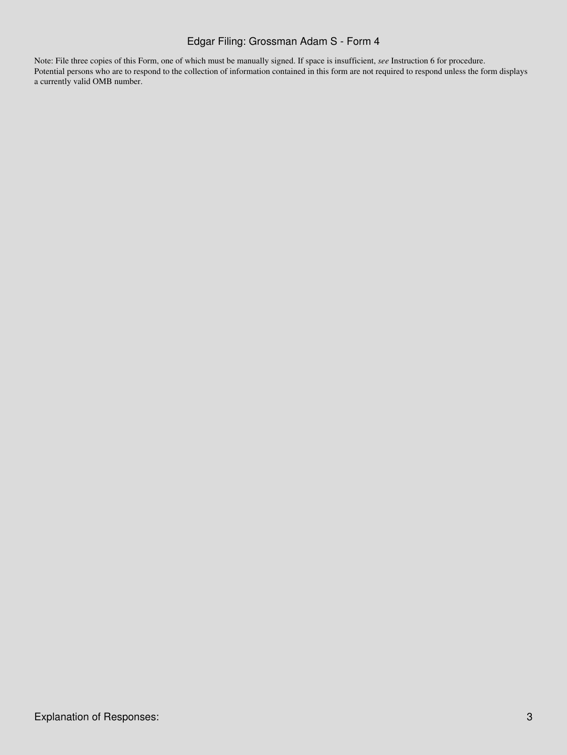Note: File three copies of this Form, one of which must be manually signed. If space is insufficient, *see* Instruction 6 for procedure.
Potential persons who are to respond to the collection of information contained in this form are not required to respond unless the form displays a currently valid OMB number.